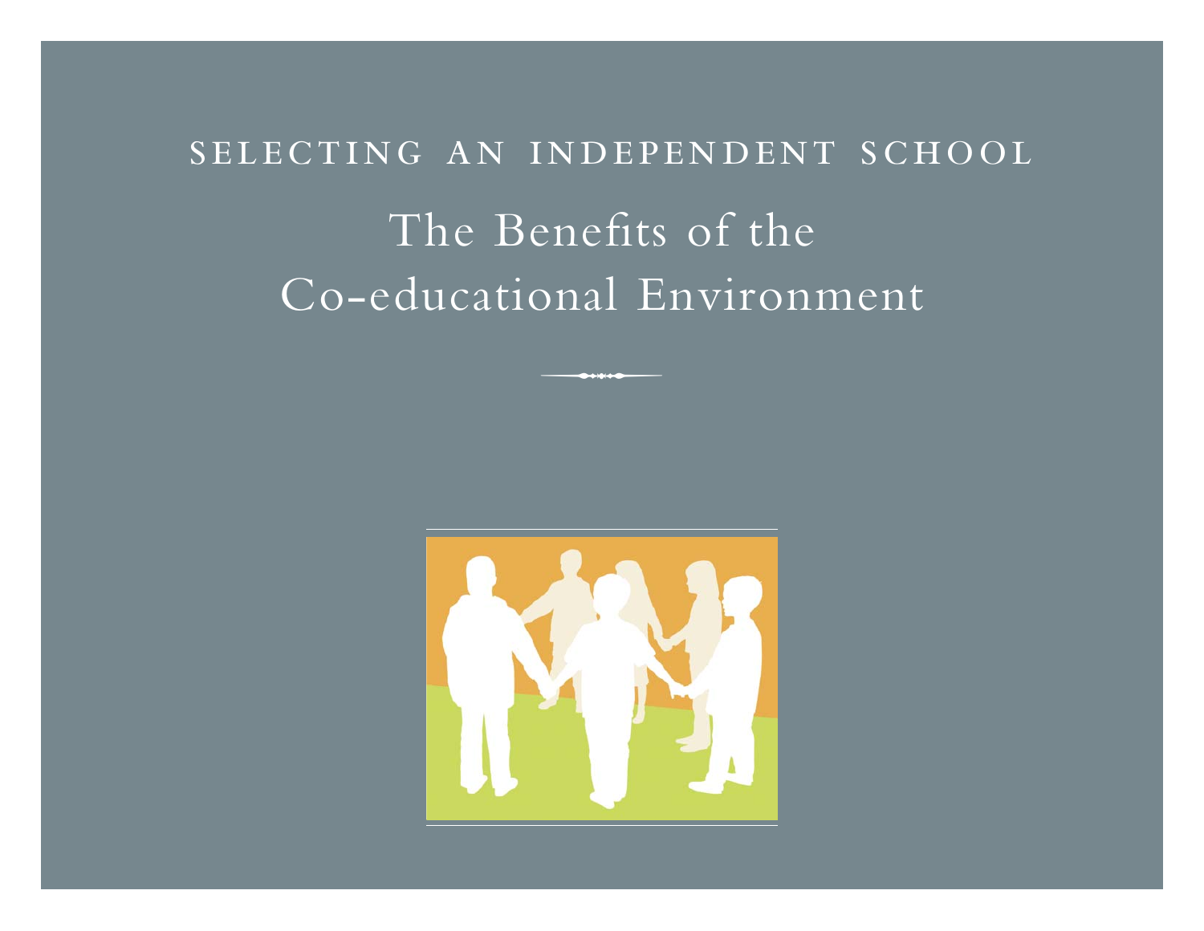SELECTING AN INDEPENDENT SCHOOL

# The Benefits of the Co-educational Environment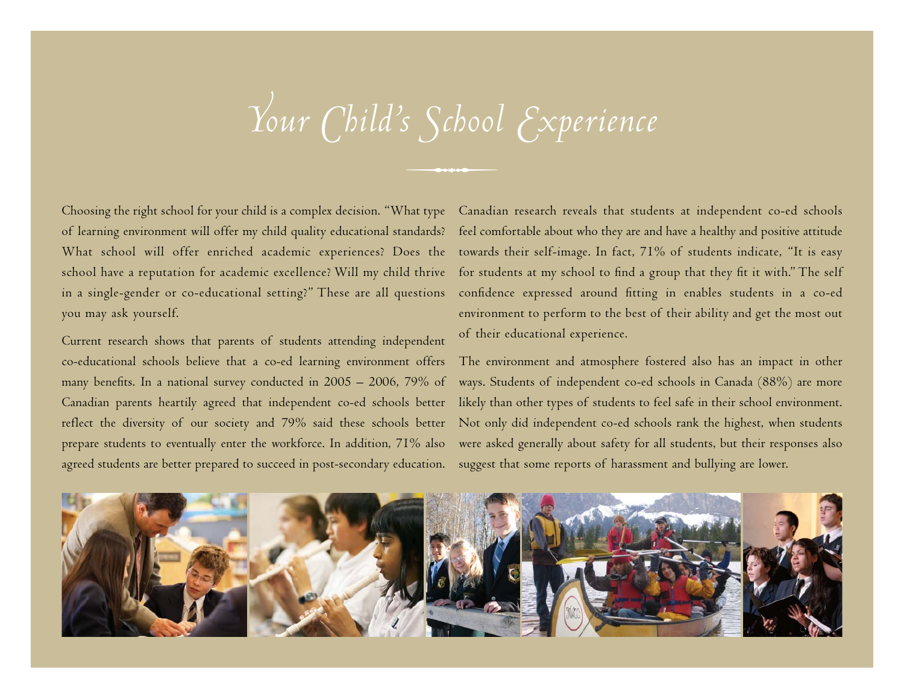# Your Child's School Experience

Choosing the right school for your child is a complex decision. "What type of learning environment will offer my child quality educational standards? What school will offer enriched academic experiences? Does the school have a reputation for academic excellence? Will my child thrive in a single-gender or co-educational setting?" These are all questions you may ask yourself.

Current research shows that parents of students attending independent co-educational schools believe that a co-ed learning environment offers many benefits. In a national survey conducted in 2005 – 2006, 79% of Canadian parents heartily agreed that independent co-ed schools better reflect the diversity of our society and 79% said these schools better prepare students to eventually enter the workforce. In addition, 71% also agreed students are better prepared to succeed in post-secondary education.

Canadian research reveals that students at independent co-ed schools feel comfortable about who they are and have a healthy and positive attitude towards their self-image. In fact, 71% of students indicate, "It is easy for students at my school to find a group that they fit it with." The self confidence expressed around fitting in enables students in a co-ed environment to perform to the best of their ability and get the most out of their educational experience.

The environment and atmosphere fostered also has an impact in other ways. Students of independent co-ed schools in Canada (88%) are more likely than other types of students to feel safe in their school environment. Not only did independent co-ed schools rank the highest, when students were asked generally about safety for all students, but their responses also suggest that some reports of harassment and bullying are lower.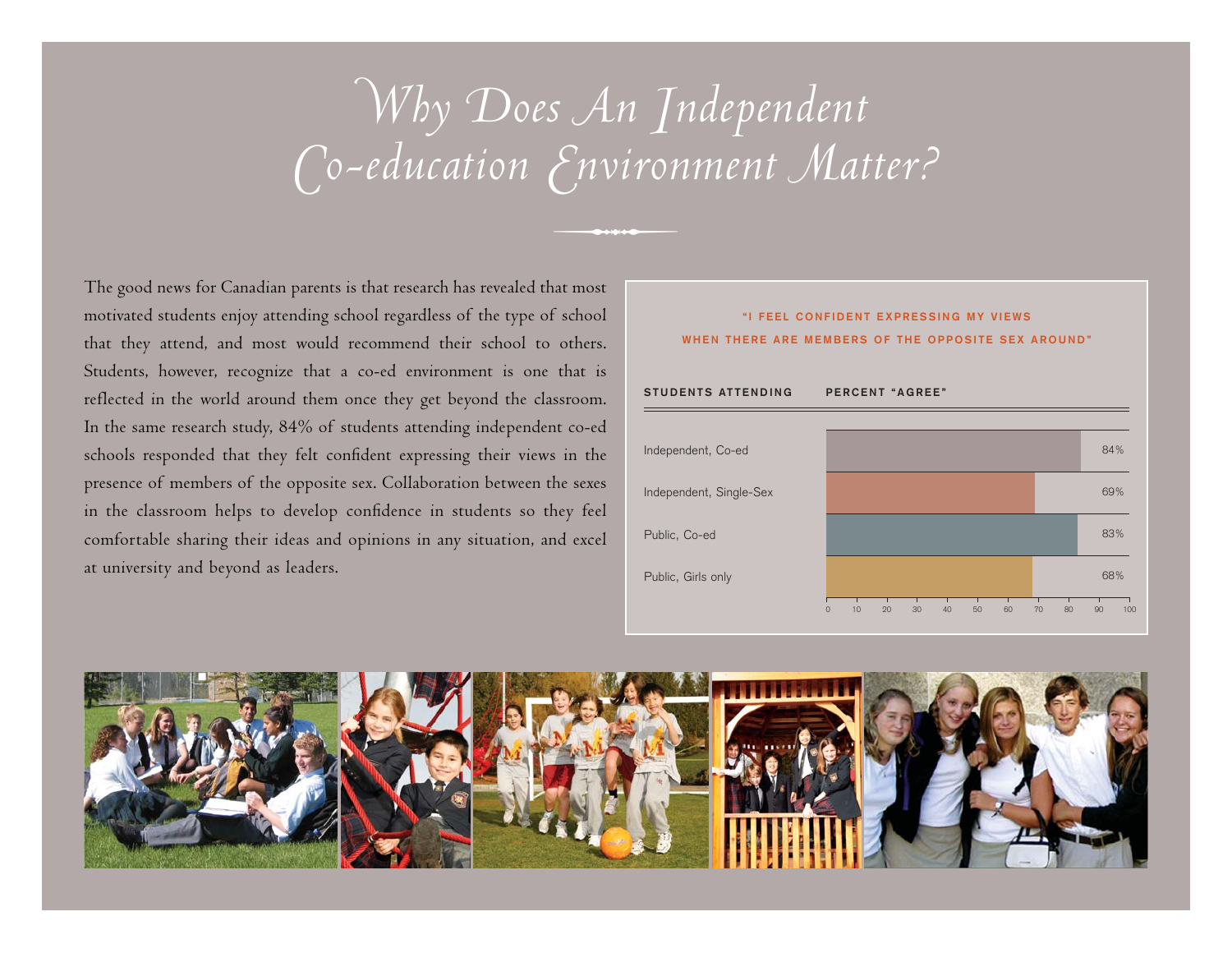# Why Does An Independent Co-education Environment Matter?

The good news for Canadian parents is that research has revealed that most motivated students enjoy attending school regardless of the type of school that they attend, and most would recommend their school to others. Students, however, recognize that a co-ed environment is one that is reflected in the world around them once they get beyond the classroom. In the same research study, 84% of students attending independent co-ed schools responded that they felt confident expressing their views in the presence of members of the opposite sex. Collaboration between the sexes in the classroom helps to develop confidence in students so they feel comfortable sharing their ideas and opinions in any situation, and excel at university and beyond as leaders.

**"I FEEL CONFIDENT EXPRESSING MY VIEWS WHEN THERE ARE MEMBERS OF THE OPPOSITE SEX AROUND"**

| STUDENTS ATTENDING | PERCENT "AGREE" |
| --- | --- |
| Independent, Co-ed | 84% |
| Independent, Single-Sex | 69% |
| Public, Co-ed | 83% |
| Public, Girls only | 68% |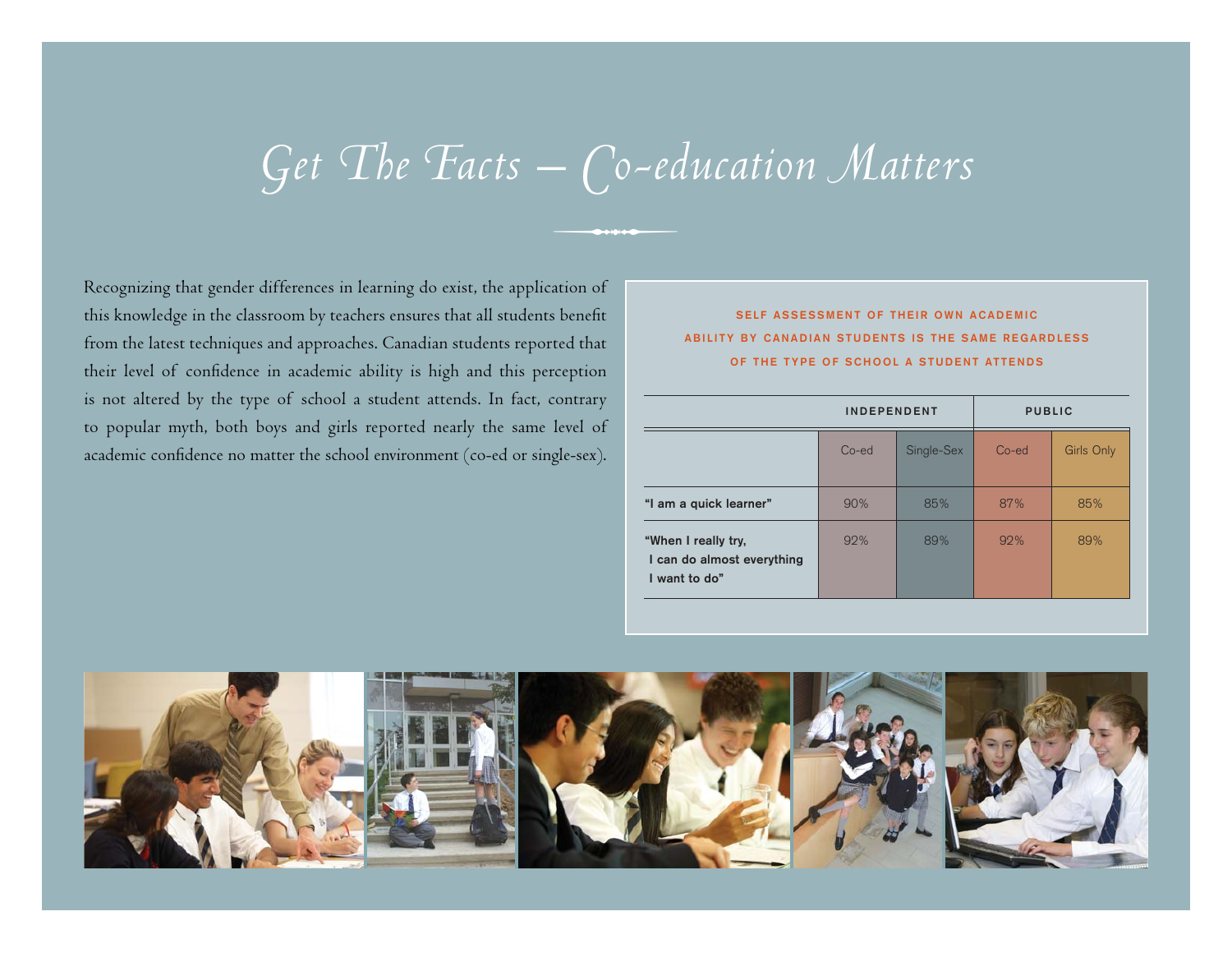# Get The Facts – Co-education Matters

Recognizing that gender differences in learning do exist, the application of this knowledge in the classroom by teachers ensures that all students benefit from the latest techniques and approaches. Canadian students reported that their level of confidence in academic ability is high and this perception is not altered by the type of school a student attends. In fact, contrary to popular myth, both boys and girls reported nearly the same level of academic confidence no matter the school environment (co-ed or single-sex).

**SELF ASSESSMENT OF THEIR OWN ACADEMIC ABILITY BY CANADIAN STUDENTS IS THE SAME REGARDLESS OF THE TYPE OF SCHOOL A STUDENT ATTENDS**

| | INDEPENDENT | | PUBLIC | |
|---|---|---|---|---|
| | Co-ed | Single-Sex | Co-ed | Girls Only |
| **"I am a quick learner"** | 90% | 85% | 87% | 85% |
| **"When I really try, I can do almost everything I want to do"** | 92% | 89% | 92% | 89% |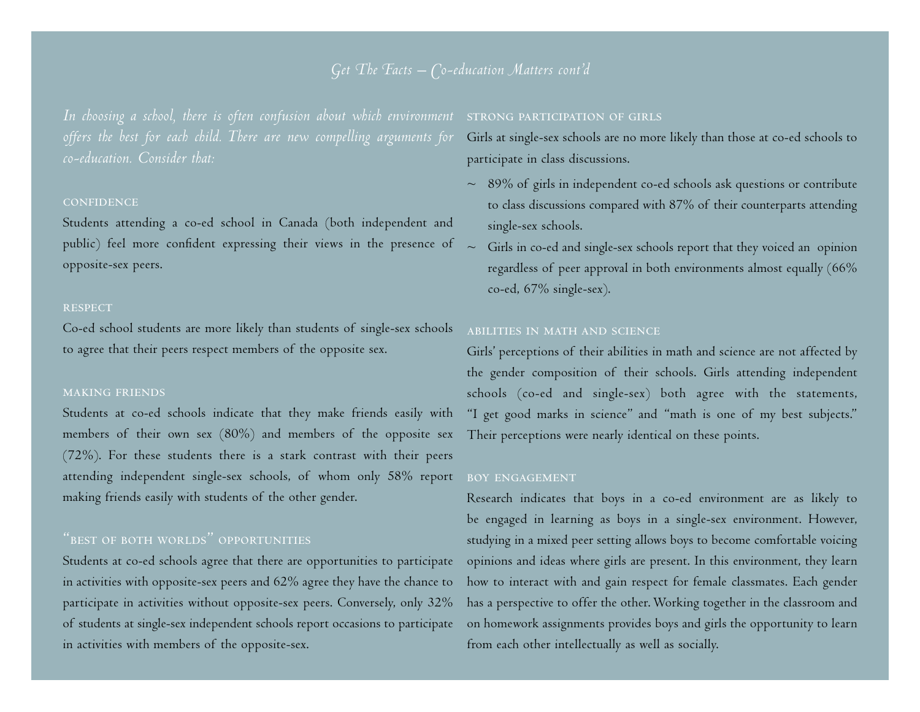## *Get The Facts – Co-education Matters cont'd*

*In choosing a school, there is often confusion about which environment offers the best for each child. There are new compelling arguments for co-education. Consider that:*

### CONFIDENCE

Students attending a co-ed school in Canada (both independent and public) feel more confident expressing their views in the presence of opposite-sex peers.

### RESPECT

Co-ed school students are more likely than students of single-sex schools to agree that their peers respect members of the opposite sex.

### MAKING FRIENDS

Students at co-ed schools indicate that they make friends easily with members of their own sex (80%) and members of the opposite sex (72%). For these students there is a stark contrast with their peers attending independent single-sex schools, of whom only 58% report making friends easily with students of the other gender.

### "BEST OF BOTH WORLDS" OPPORTUNITIES

Students at co-ed schools agree that there are opportunities to participate in activities with opposite-sex peers and 62% agree they have the chance to participate in activities without opposite-sex peers. Conversely, only 32% of students at single-sex independent schools report occasions to participate in activities with members of the opposite-sex.

### STRONG PARTICIPATION OF GIRLS

Girls at single-sex schools are no more likely than those at co-ed schools to participate in class discussions.

~ 89% of girls in independent co-ed schools ask questions or contribute to class discussions compared with 87% of their counterparts attending single-sex schools.

~ Girls in co-ed and single-sex schools report that they voiced an opinion regardless of peer approval in both environments almost equally (66% co-ed, 67% single-sex).

### ABILITIES IN MATH AND SCIENCE

Girls' perceptions of their abilities in math and science are not affected by the gender composition of their schools. Girls attending independent schools (co-ed and single-sex) both agree with the statements, "I get good marks in science" and "math is one of my best subjects." Their perceptions were nearly identical on these points.

### BOY ENGAGEMENT

Research indicates that boys in a co-ed environment are as likely to be engaged in learning as boys in a single-sex environment. However, studying in a mixed peer setting allows boys to become comfortable voicing opinions and ideas where girls are present. In this environment, they learn how to interact with and gain respect for female classmates. Each gender has a perspective to offer the other. Working together in the classroom and on homework assignments provides boys and girls the opportunity to learn from each other intellectually as well as socially.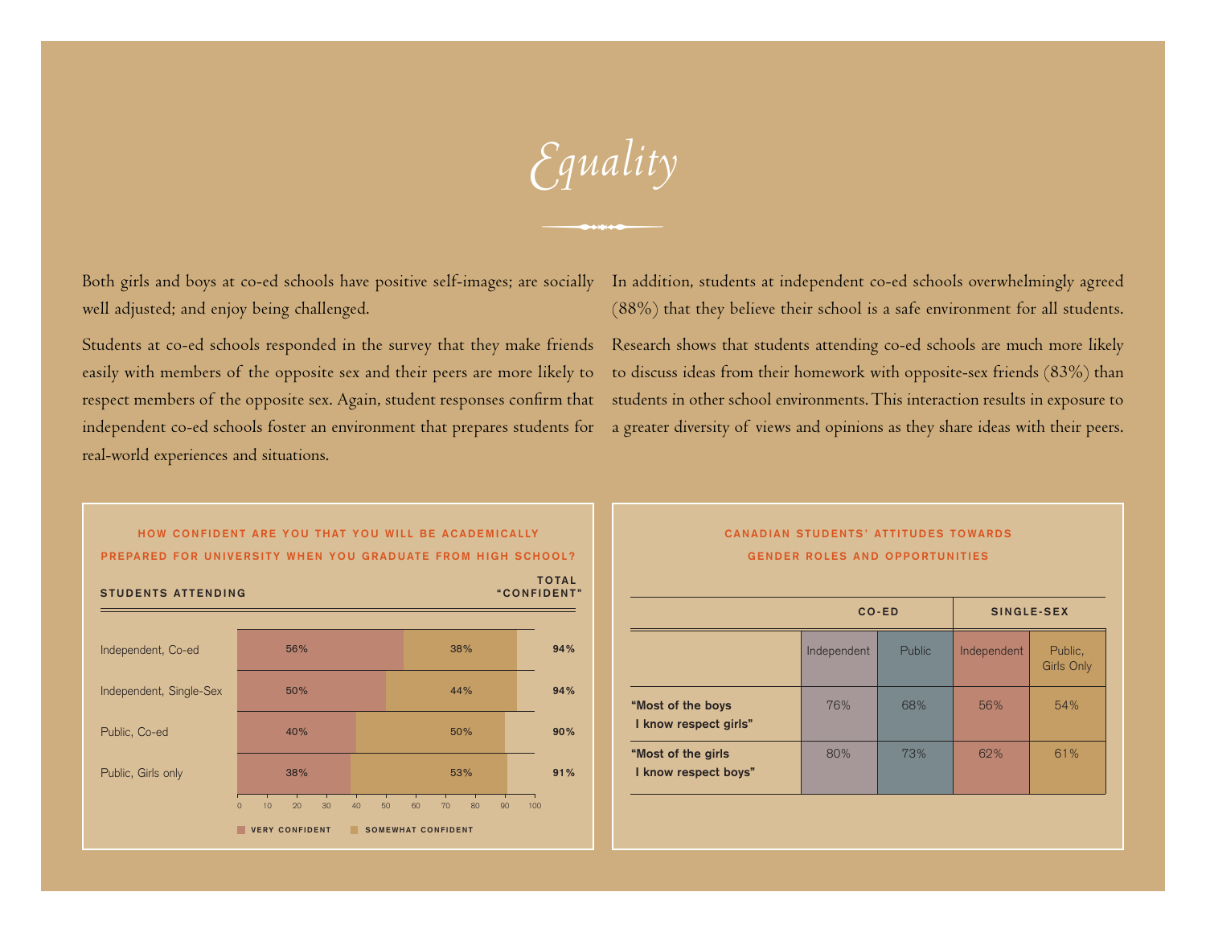# *Equality*

Both girls and boys at co-ed schools have positive self-images; are socially well adjusted; and enjoy being challenged.

Students at co-ed schools responded in the survey that they make friends easily with members of the opposite sex and their peers are more likely to respect members of the opposite sex. Again, student responses confirm that independent co-ed schools foster an environment that prepares students for real-world experiences and situations.

In addition, students at independent co-ed schools overwhelmingly agreed (88%) that they believe their school is a safe environment for all students.

Research shows that students attending co-ed schools are much more likely to discuss ideas from their homework with opposite-sex friends (83%) than students in other school environments. This interaction results in exposure to a greater diversity of views and opinions as they share ideas with their peers.

**HOW CONFIDENT ARE YOU THAT YOU WILL BE ACADEMICALLY PREPARED FOR UNIVERSITY WHEN YOU GRADUATE FROM HIGH SCHOOL?**

| STUDENTS ATTENDING | VERY CONFIDENT | SOMEWHAT CONFIDENT | TOTAL "CONFIDENT" |
|---|---|---|---|
| Independent, Co-ed | 56% | 38% | 94% |
| Independent, Single-Sex | 50% | 44% | 94% |
| Public, Co-ed | 40% | 50% | 90% |
| Public, Girls only | 38% | 53% | 91% |

**CANADIAN STUDENTS' ATTITUDES TOWARDS GENDER ROLES AND OPPORTUNITIES**

| | CO-ED | | SINGLE-SEX | |
|---|---|---|---|---|
| | Independent | Public | Independent | Public, Girls Only |
| **"Most of the boys I know respect girls"** | 76% | 68% | 56% | 54% |
| **"Most of the girls I know respect boys"** | 80% | 73% | 62% | 61% |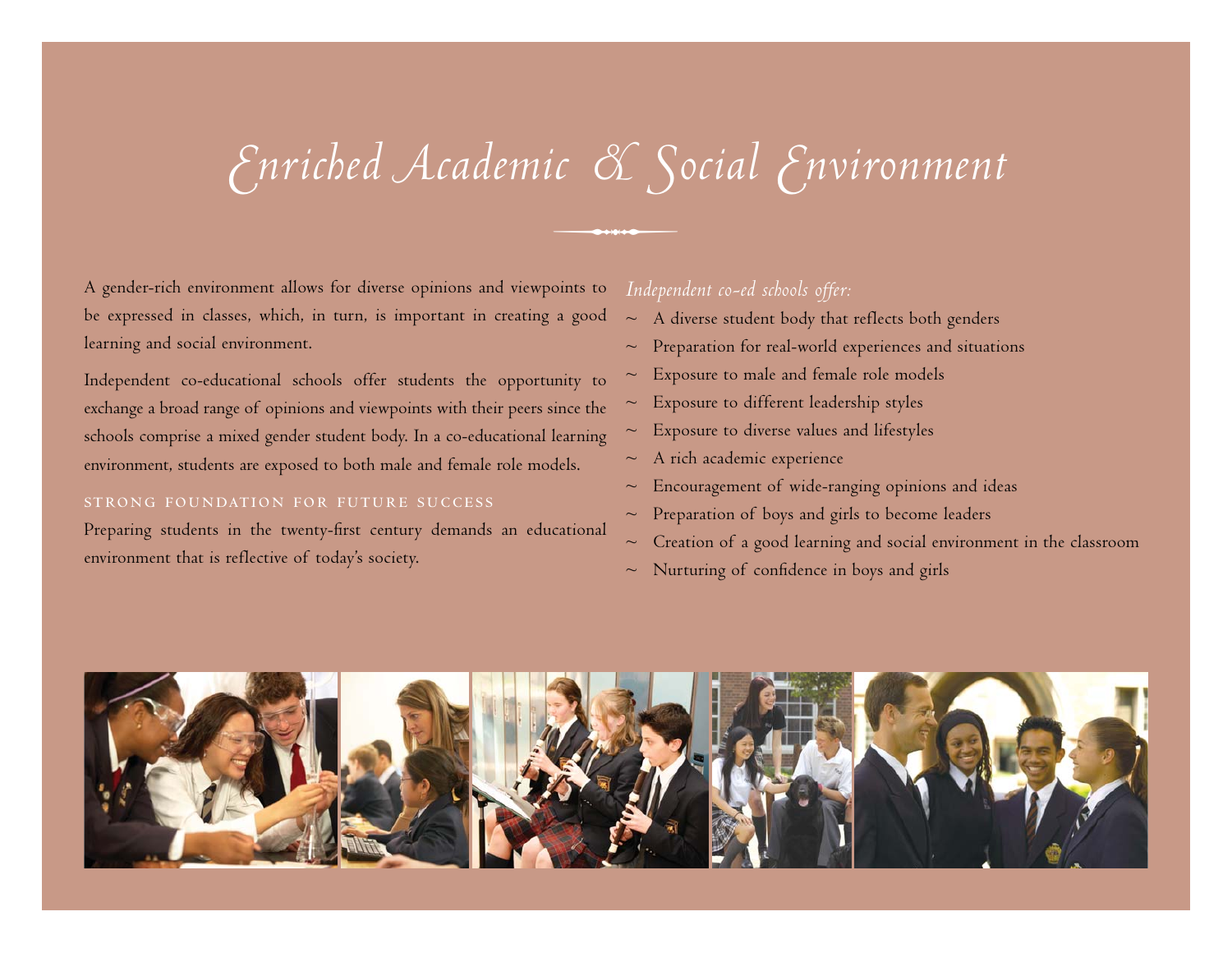# Enriched Academic & Social Environment

A gender-rich environment allows for diverse opinions and viewpoints to be expressed in classes, which, in turn, is important in creating a good learning and social environment.

Independent co-educational schools offer students the opportunity to exchange a broad range of opinions and viewpoints with their peers since the schools comprise a mixed gender student body. In a co-educational learning environment, students are exposed to both male and female role models.

## STRONG FOUNDATION FOR FUTURE SUCCESS

Preparing students in the twenty-first century demands an educational environment that is reflective of today's society.

*Independent co-ed schools offer:*

~ A diverse student body that reflects both genders
~ Preparation for real-world experiences and situations
~ Exposure to male and female role models
~ Exposure to different leadership styles
~ Exposure to diverse values and lifestyles
~ A rich academic experience
~ Encouragement of wide-ranging opinions and ideas
~ Preparation of boys and girls to become leaders
~ Creation of a good learning and social environment in the classroom
~ Nurturing of confidence in boys and girls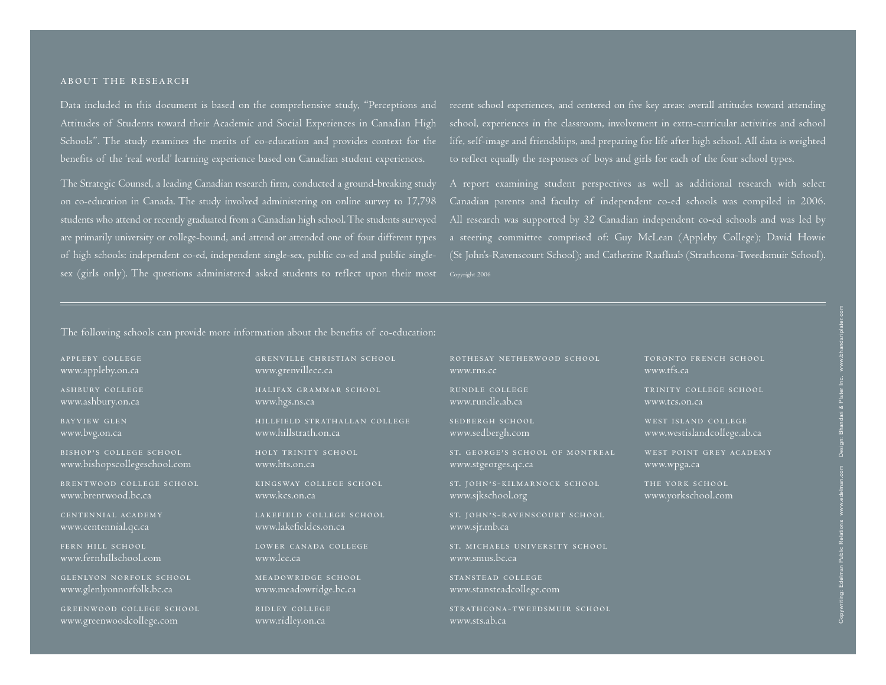## ABOUT THE RESEARCH

Data included in this document is based on the comprehensive study, "Perceptions and Attitudes of Students toward their Academic and Social Experiences in Canadian High Schools". The study examines the merits of co-education and provides context for the benefits of the 'real world' learning experience based on Canadian student experiences.

The Strategic Counsel, a leading Canadian research firm, conducted a ground-breaking study on co-education in Canada. The study involved administering on online survey to 17,798 students who attend or recently graduated from a Canadian high school. The students surveyed are primarily university or college-bound, and attend or attended one of four different types of high schools: independent co-ed, independent single-sex, public co-ed and public single-sex (girls only). The questions administered asked students to reflect upon their most recent school experiences, and centered on five key areas: overall attitudes toward attending school, experiences in the classroom, involvement in extra-curricular activities and school life, self-image and friendships, and preparing for life after high school. All data is weighted to reflect equally the responses of boys and girls for each of the four school types.

A report examining student perspectives as well as additional research with select Canadian parents and faculty of independent co-ed schools was compiled in 2006. All research was supported by 32 Canadian independent co-ed schools and was led by a steering committee comprised of: Guy McLean (Appleby College); David Howie (St John's-Ravenscourt School); and Catherine Raafluab (Strathcona-Tweedsmuir School).

Copyright 2006

---

The following schools can provide more information about the benefits of co-education:

APPLEBY COLLEGE
www.appleby.on.ca

ASHBURY COLLEGE
www.ashbury.on.ca

BAYVIEW GLEN
www.bvg.on.ca

BISHOP'S COLLEGE SCHOOL
www.bishopscollegeschool.com

BRENTWOOD COLLEGE SCHOOL
www.brentwood.bc.ca

CENTENNIAL ACADEMY
www.centennial.qc.ca

FERN HILL SCHOOL
www.fernhillschool.com

GLENLYON NORFOLK SCHOOL
www.glenlyonnorfolk.bc.ca

GREENWOOD COLLEGE SCHOOL
www.greenwoodcollege.com

GRENVILLE CHRISTIAN SCHOOL
www.grenvillecc.ca

HALIFAX GRAMMAR SCHOOL
www.hgs.ns.ca

HILLFIELD STRATHALLAN COLLEGE
www.hillstrath.on.ca

HOLY TRINITY SCHOOL
www.hts.on.ca

KINGSWAY COLLEGE SCHOOL
www.kcs.on.ca

LAKEFIELD COLLEGE SCHOOL
www.lakefieldcs.on.ca

LOWER CANADA COLLEGE
www.lcc.ca

MEADOWRIDGE SCHOOL
www.meadowridge.bc.ca

RIDLEY COLLEGE
www.ridley.on.ca

ROTHESAY NETHERWOOD SCHOOL
www.rns.cc

RUNDLE COLLEGE
www.rundle.ab.ca

SEDBERGH SCHOOL
www.sedbergh.com

ST. GEORGE'S SCHOOL OF MONTREAL
www.stgeorges.qc.ca

ST. JOHN'S-KILMARNOCK SCHOOL
www.sjkschool.org

ST. JOHN'S-RAVENSCOURT SCHOOL
www.sjr.mb.ca

ST. MICHAELS UNIVERSITY SCHOOL
www.smus.bc.ca

STANSTEAD COLLEGE
www.stansteadcollege.com

STRATHCONA-TWEEDSMUIR SCHOOL
www.sts.ab.ca

TORONTO FRENCH SCHOOL
www.tfs.ca

TRINITY COLLEGE SCHOOL
www.tcs.on.ca

WEST ISLAND COLLEGE
www.westislandcollege.ab.ca

WEST POINT GREY ACADEMY
www.wpga.ca

THE YORK SCHOOL
www.yorkschool.com

Copywriting: Edelman Public Relations www.edelman.com Design: Bhandari & Plater Inc. www.bhandariplater.com